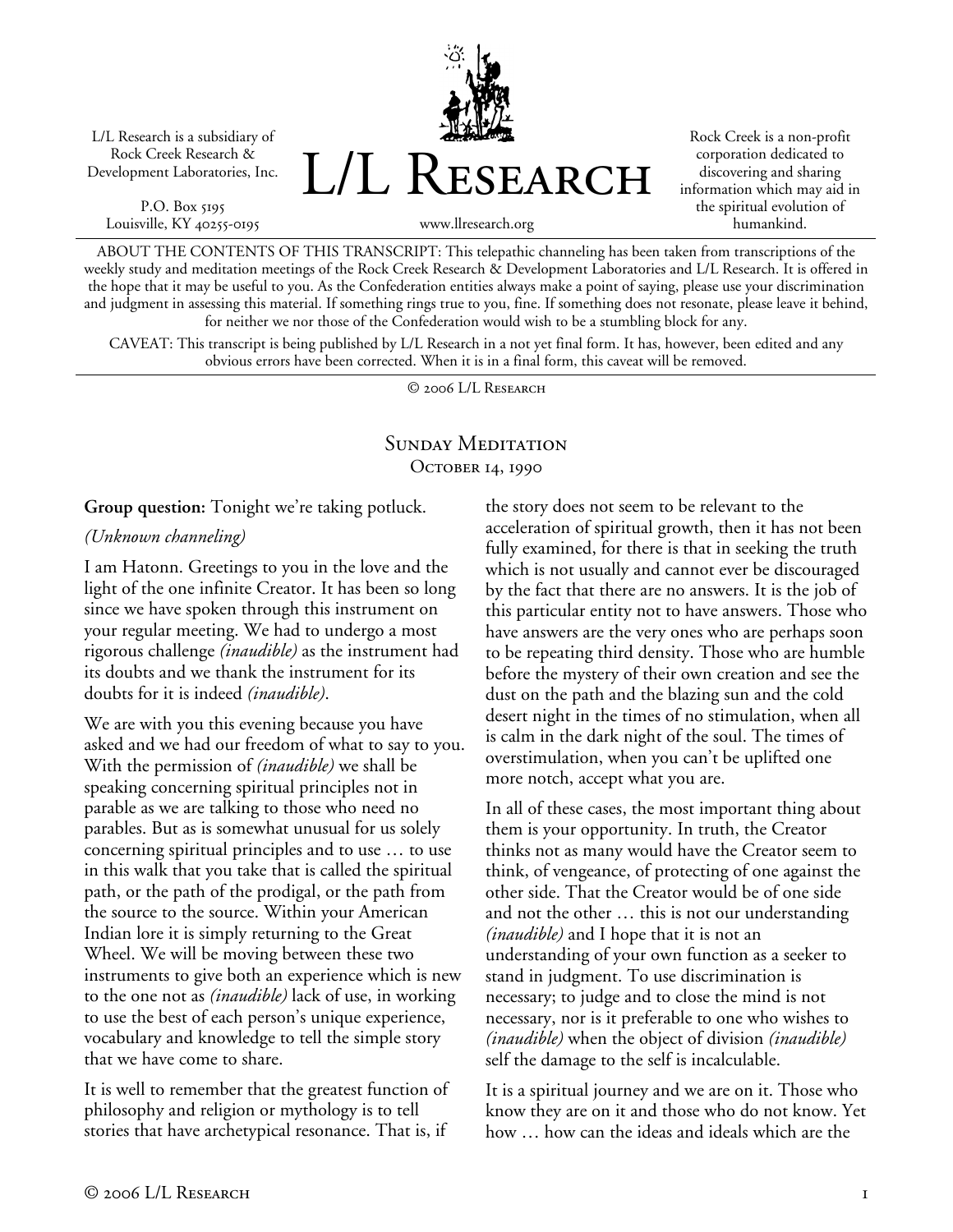L/L Research is a subsidiary of Rock Creek Research & Development Laboratories, Inc.

P.O. Box 5195
Louisville, KY 40255-0195

# L/L Research

www.llresearch.org

Rock Creek is a non-profit corporation dedicated to discovering and sharing information which may aid in the spiritual evolution of humankind.

ABOUT THE CONTENTS OF THIS TRANSCRIPT: This telepathic channeling has been taken from transcriptions of the weekly study and meditation meetings of the Rock Creek Research & Development Laboratories and L/L Research. It is offered in the hope that it may be useful to you. As the Confederation entities always make a point of saying, please use your discrimination and judgment in assessing this material. If something rings true to you, fine. If something does not resonate, please leave it behind, for neither we nor those of the Confederation would wish to be a stumbling block for any.

CAVEAT: This transcript is being published by L/L Research in a not yet final form. It has, however, been edited and any obvious errors have been corrected. When it is in a final form, this caveat will be removed.

© 2006 L/L Research

## Sunday Meditation
## October 14, 1990

**Group question:** Tonight we're taking potluck.

*(Unknown channeling)*

I am Hatonn. Greetings to you in the love and the light of the one infinite Creator. It has been so long since we have spoken through this instrument on your regular meeting. We had to undergo a most rigorous challenge *(inaudible)* as the instrument had its doubts and we thank the instrument for its doubts for it is indeed *(inaudible)*.

We are with you this evening because you have asked and we had our freedom of what to say to you. With the permission of *(inaudible)* we shall be speaking concerning spiritual principles not in parable as we are talking to those who need no parables. But as is somewhat unusual for us solely concerning spiritual principles and to use … to use in this walk that you take that is called the spiritual path, or the path of the prodigal, or the path from the source to the source. Within your American Indian lore it is simply returning to the Great Wheel. We will be moving between these two instruments to give both an experience which is new to the one not as *(inaudible)* lack of use, in working to use the best of each person's unique experience, vocabulary and knowledge to tell the simple story that we have come to share.

It is well to remember that the greatest function of philosophy and religion or mythology is to tell stories that have archetypical resonance. That is, if the story does not seem to be relevant to the acceleration of spiritual growth, then it has not been fully examined, for there is that in seeking the truth which is not usually and cannot ever be discouraged by the fact that there are no answers. It is the job of this particular entity not to have answers. Those who have answers are the very ones who are perhaps soon to be repeating third density. Those who are humble before the mystery of their own creation and see the dust on the path and the blazing sun and the cold desert night in the times of no stimulation, when all is calm in the dark night of the soul. The times of overstimulation, when you can't be uplifted one more notch, accept what you are.

In all of these cases, the most important thing about them is your opportunity. In truth, the Creator thinks not as many would have the Creator seem to think, of vengeance, of protecting of one against the other side. That the Creator would be of one side and not the other … this is not our understanding *(inaudible)* and I hope that it is not an understanding of your own function as a seeker to stand in judgment. To use discrimination is necessary; to judge and to close the mind is not necessary, nor is it preferable to one who wishes to *(inaudible)* when the object of division *(inaudible)* self the damage to the self is incalculable.

It is a spiritual journey and we are on it. Those who know they are on it and those who do not know. Yet how … how can the ideas and ideals which are the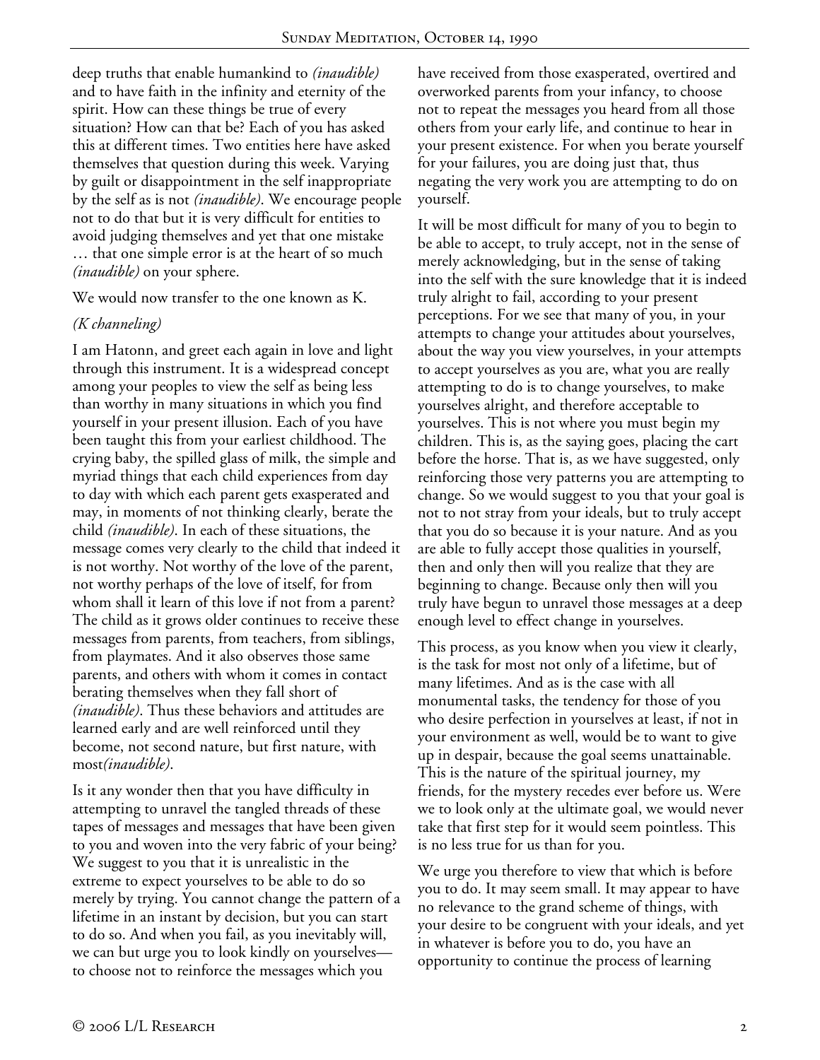deep truths that enable humankind to *(inaudible)* and to have faith in the infinity and eternity of the spirit. How can these things be true of every situation? How can that be? Each of you has asked this at different times. Two entities here have asked themselves that question during this week. Varying by guilt or disappointment in the self inappropriate by the self as is not *(inaudible)*. We encourage people not to do that but it is very difficult for entities to avoid judging themselves and yet that one mistake … that one simple error is at the heart of so much *(inaudible)* on your sphere.

We would now transfer to the one known as K.

*(K channeling)*

I am Hatonn, and greet each again in love and light through this instrument. It is a widespread concept among your peoples to view the self as being less than worthy in many situations in which you find yourself in your present illusion. Each of you have been taught this from your earliest childhood. The crying baby, the spilled glass of milk, the simple and myriad things that each child experiences from day to day with which each parent gets exasperated and may, in moments of not thinking clearly, berate the child *(inaudible)*. In each of these situations, the message comes very clearly to the child that indeed it is not worthy. Not worthy of the love of the parent, not worthy perhaps of the love of itself, for from whom shall it learn of this love if not from a parent? The child as it grows older continues to receive these messages from parents, from teachers, from siblings, from playmates. And it also observes those same parents, and others with whom it comes in contact berating themselves when they fall short of *(inaudible)*. Thus these behaviors and attitudes are learned early and are well reinforced until they become, not second nature, but first nature, with most*(inaudible)*.

Is it any wonder then that you have difficulty in attempting to unravel the tangled threads of these tapes of messages and messages that have been given to you and woven into the very fabric of your being? We suggest to you that it is unrealistic in the extreme to expect yourselves to be able to do so merely by trying. You cannot change the pattern of a lifetime in an instant by decision, but you can start to do so. And when you fail, as you inevitably will, we can but urge you to look kindly on yourselves—to choose not to reinforce the messages which you have received from those exasperated, overtired and overworked parents from your infancy, to choose not to repeat the messages you heard from all those others from your early life, and continue to hear in your present existence. For when you berate yourself for your failures, you are doing just that, thus negating the very work you are attempting to do on yourself.

It will be most difficult for many of you to begin to be able to accept, to truly accept, not in the sense of merely acknowledging, but in the sense of taking into the self with the sure knowledge that it is indeed truly alright to fail, according to your present perceptions. For we see that many of you, in your attempts to change your attitudes about yourselves, about the way you view yourselves, in your attempts to accept yourselves as you are, what you are really attempting to do is to change yourselves, to make yourselves alright, and therefore acceptable to yourselves. This is not where you must begin my children. This is, as the saying goes, placing the cart before the horse. That is, as we have suggested, only reinforcing those very patterns you are attempting to change. So we would suggest to you that your goal is not to not stray from your ideals, but to truly accept that you do so because it is your nature. And as you are able to fully accept those qualities in yourself, then and only then will you realize that they are beginning to change. Because only then will you truly have begun to unravel those messages at a deep enough level to effect change in yourselves.

This process, as you know when you view it clearly, is the task for most not only of a lifetime, but of many lifetimes. And as is the case with all monumental tasks, the tendency for those of you who desire perfection in yourselves at least, if not in your environment as well, would be to want to give up in despair, because the goal seems unattainable. This is the nature of the spiritual journey, my friends, for the mystery recedes ever before us. Were we to look only at the ultimate goal, we would never take that first step for it would seem pointless. This is no less true for us than for you.

We urge you therefore to view that which is before you to do. It may seem small. It may appear to have no relevance to the grand scheme of things, with your desire to be congruent with your ideals, and yet in whatever is before you to do, you have an opportunity to continue the process of learning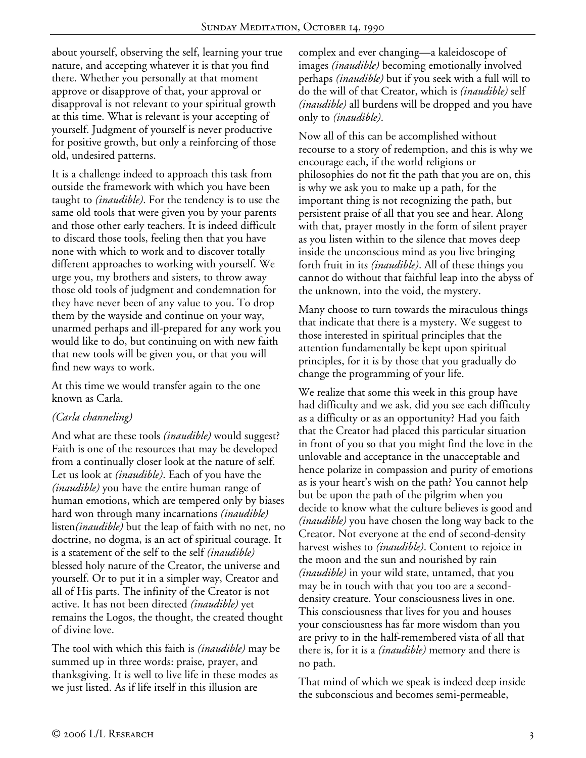about yourself, observing the self, learning your true nature, and accepting whatever it is that you find there. Whether you personally at that moment approve or disapprove of that, your approval or disapproval is not relevant to your spiritual growth at this time. What is relevant is your accepting of yourself. Judgment of yourself is never productive for positive growth, but only a reinforcing of those old, undesired patterns.

It is a challenge indeed to approach this task from outside the framework with which you have been taught to *(inaudible)*. For the tendency is to use the same old tools that were given you by your parents and those other early teachers. It is indeed difficult to discard those tools, feeling then that you have none with which to work and to discover totally different approaches to working with yourself. We urge you, my brothers and sisters, to throw away those old tools of judgment and condemnation for they have never been of any value to you. To drop them by the wayside and continue on your way, unarmed perhaps and ill-prepared for any work you would like to do, but continuing on with new faith that new tools will be given you, or that you will find new ways to work.

At this time we would transfer again to the one known as Carla.

*(Carla channeling)*

And what are these tools *(inaudible)* would suggest? Faith is one of the resources that may be developed from a continually closer look at the nature of self. Let us look at *(inaudible)*. Each of you have the *(inaudible)* you have the entire human range of human emotions, which are tempered only by biases hard won through many incarnations *(inaudible)* listen*(inaudible)* but the leap of faith with no net, no doctrine, no dogma, is an act of spiritual courage. It is a statement of the self to the self *(inaudible)* blessed holy nature of the Creator, the universe and yourself. Or to put it in a simpler way, Creator and all of His parts. The infinity of the Creator is not active. It has not been directed *(inaudible)* yet remains the Logos, the thought, the created thought of divine love.

The tool with which this faith is *(inaudible)* may be summed up in three words: praise, prayer, and thanksgiving. It is well to live life in these modes as we just listed. As if life itself in this illusion are complex and ever changing—a kaleidoscope of images *(inaudible)* becoming emotionally involved perhaps *(inaudible)* but if you seek with a full will to do the will of that Creator, which is *(inaudible)* self *(inaudible)* all burdens will be dropped and you have only to *(inaudible)*.

Now all of this can be accomplished without recourse to a story of redemption, and this is why we encourage each, if the world religions or philosophies do not fit the path that you are on, this is why we ask you to make up a path, for the important thing is not recognizing the path, but persistent praise of all that you see and hear. Along with that, prayer mostly in the form of silent prayer as you listen within to the silence that moves deep inside the unconscious mind as you live bringing forth fruit in its *(inaudible)*. All of these things you cannot do without that faithful leap into the abyss of the unknown, into the void, the mystery.

Many choose to turn towards the miraculous things that indicate that there is a mystery. We suggest to those interested in spiritual principles that the attention fundamentally be kept upon spiritual principles, for it is by those that you gradually do change the programming of your life.

We realize that some this week in this group have had difficulty and we ask, did you see each difficulty as a difficulty or as an opportunity? Had you faith that the Creator had placed this particular situation in front of you so that you might find the love in the unlovable and acceptance in the unacceptable and hence polarize in compassion and purity of emotions as is your heart's wish on the path? You cannot help but be upon the path of the pilgrim when you decide to know what the culture believes is good and *(inaudible)* you have chosen the long way back to the Creator. Not everyone at the end of second-density harvest wishes to *(inaudible)*. Content to rejoice in the moon and the sun and nourished by rain *(inaudible)* in your wild state, untamed, that you may be in touch with that you too are a second-density creature. Your consciousness lives in one. This consciousness that lives for you and houses your consciousness has far more wisdom than you are privy to in the half-remembered vista of all that there is, for it is a *(inaudible)* memory and there is no path.

That mind of which we speak is indeed deep inside the subconscious and becomes semi-permeable,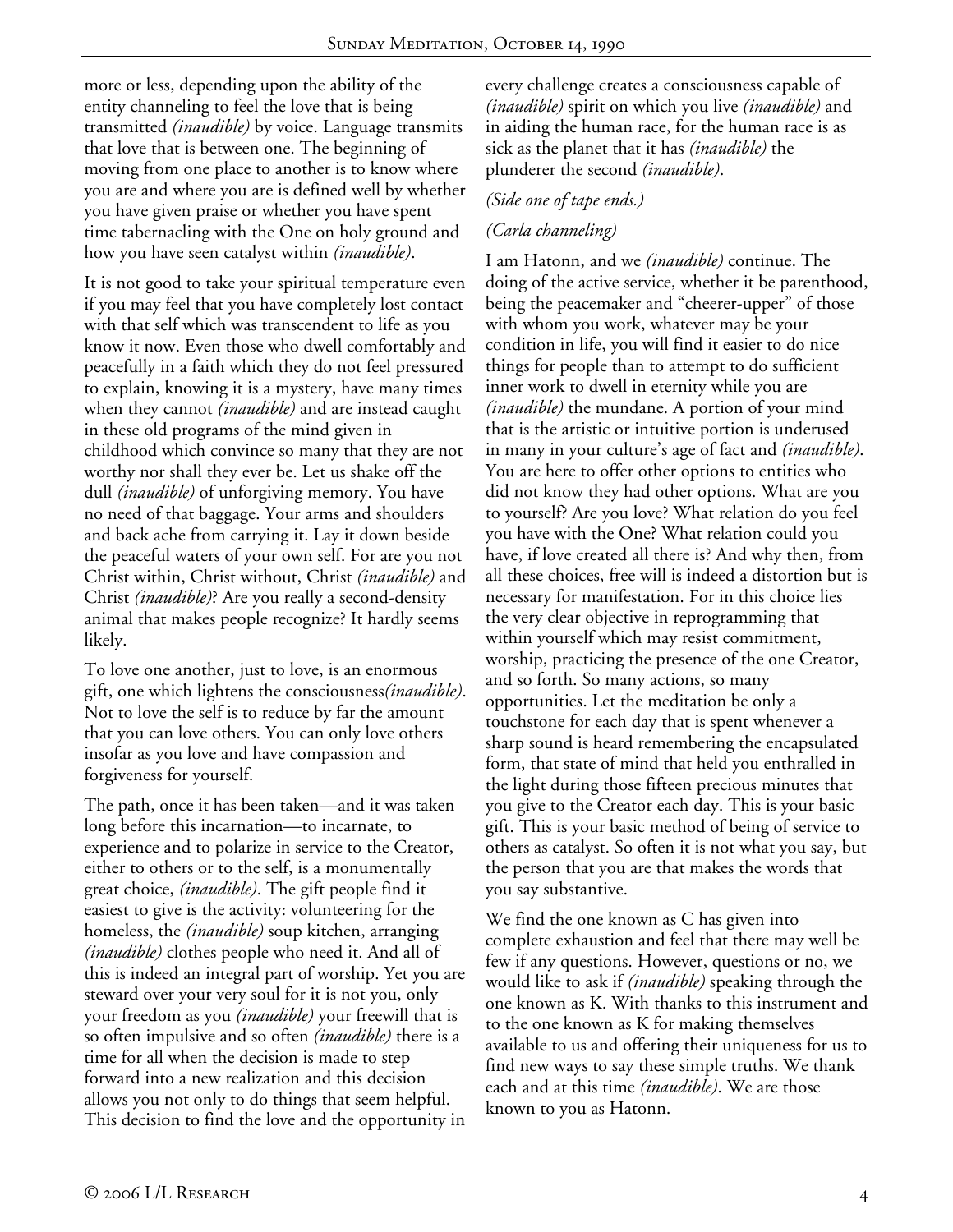more or less, depending upon the ability of the entity channeling to feel the love that is being transmitted *(inaudible)* by voice. Language transmits that love that is between one. The beginning of moving from one place to another is to know where you are and where you are is defined well by whether you have given praise or whether you have spent time tabernacling with the One on holy ground and how you have seen catalyst within *(inaudible)*.

It is not good to take your spiritual temperature even if you may feel that you have completely lost contact with that self which was transcendent to life as you know it now. Even those who dwell comfortably and peacefully in a faith which they do not feel pressured to explain, knowing it is a mystery, have many times when they cannot *(inaudible)* and are instead caught in these old programs of the mind given in childhood which convince so many that they are not worthy nor shall they ever be. Let us shake off the dull *(inaudible)* of unforgiving memory. You have no need of that baggage. Your arms and shoulders and back ache from carrying it. Lay it down beside the peaceful waters of your own self. For are you not Christ within, Christ without, Christ *(inaudible)* and Christ *(inaudible)*? Are you really a second-density animal that makes people recognize? It hardly seems likely.

To love one another, just to love, is an enormous gift, one which lightens the consciousness*(inaudible)*. Not to love the self is to reduce by far the amount that you can love others. You can only love others insofar as you love and have compassion and forgiveness for yourself.

The path, once it has been taken—and it was taken long before this incarnation—to incarnate, to experience and to polarize in service to the Creator, either to others or to the self, is a monumentally great choice, *(inaudible)*. The gift people find it easiest to give is the activity: volunteering for the homeless, the *(inaudible)* soup kitchen, arranging *(inaudible)* clothes people who need it. And all of this is indeed an integral part of worship. Yet you are steward over your very soul for it is not you, only your freedom as you *(inaudible)* your freewill that is so often impulsive and so often *(inaudible)* there is a time for all when the decision is made to step forward into a new realization and this decision allows you not only to do things that seem helpful. This decision to find the love and the opportunity in every challenge creates a consciousness capable of *(inaudible)* spirit on which you live *(inaudible)* and in aiding the human race, for the human race is as sick as the planet that it has *(inaudible)* the plunderer the second *(inaudible)*.

*(Side one of tape ends.)*

*(Carla channeling)*

I am Hatonn, and we *(inaudible)* continue. The doing of the active service, whether it be parenthood, being the peacemaker and "cheerer-upper" of those with whom you work, whatever may be your condition in life, you will find it easier to do nice things for people than to attempt to do sufficient inner work to dwell in eternity while you are *(inaudible)* the mundane. A portion of your mind that is the artistic or intuitive portion is underused in many in your culture's age of fact and *(inaudible)*. You are here to offer other options to entities who did not know they had other options. What are you to yourself? Are you love? What relation do you feel you have with the One? What relation could you have, if love created all there is? And why then, from all these choices, free will is indeed a distortion but is necessary for manifestation. For in this choice lies the very clear objective in reprogramming that within yourself which may resist commitment, worship, practicing the presence of the one Creator, and so forth. So many actions, so many opportunities. Let the meditation be only a touchstone for each day that is spent whenever a sharp sound is heard remembering the encapsulated form, that state of mind that held you enthralled in the light during those fifteen precious minutes that you give to the Creator each day. This is your basic gift. This is your basic method of being of service to others as catalyst. So often it is not what you say, but the person that you are that makes the words that you say substantive.

We find the one known as C has given into complete exhaustion and feel that there may well be few if any questions. However, questions or no, we would like to ask if *(inaudible)* speaking through the one known as K. With thanks to this instrument and to the one known as K for making themselves available to us and offering their uniqueness for us to find new ways to say these simple truths. We thank each and at this time *(inaudible)*. We are those known to you as Hatonn.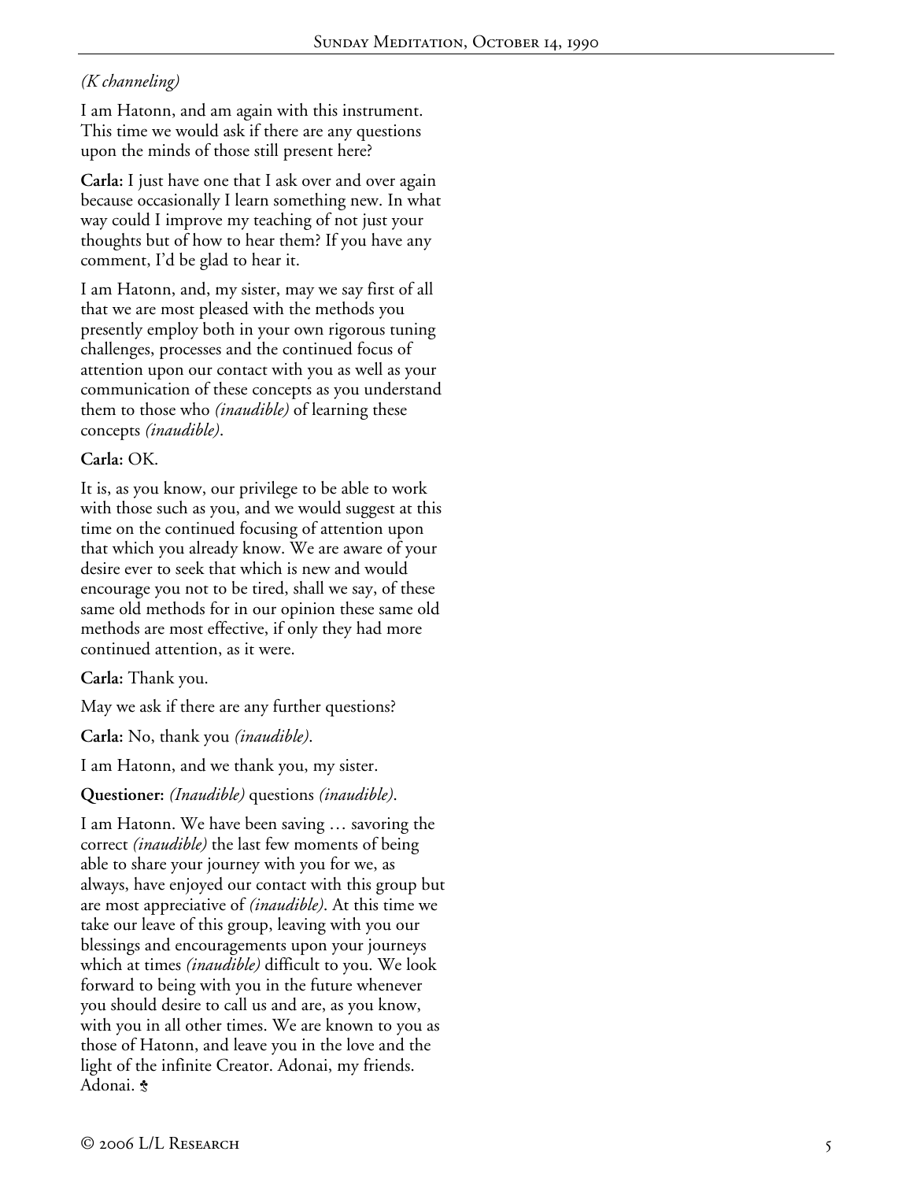*(K channeling)*

I am Hatonn, and am again with this instrument. This time we would ask if there are any questions upon the minds of those still present here?

**Carla:** I just have one that I ask over and over again because occasionally I learn something new. In what way could I improve my teaching of not just your thoughts but of how to hear them? If you have any comment, I'd be glad to hear it.

I am Hatonn, and, my sister, may we say first of all that we are most pleased with the methods you presently employ both in your own rigorous tuning challenges, processes and the continued focus of attention upon our contact with you as well as your communication of these concepts as you understand them to those who *(inaudible)* of learning these concepts *(inaudible)*.

**Carla:** OK.

It is, as you know, our privilege to be able to work with those such as you, and we would suggest at this time on the continued focusing of attention upon that which you already know. We are aware of your desire ever to seek that which is new and would encourage you not to be tired, shall we say, of these same old methods for in our opinion these same old methods are most effective, if only they had more continued attention, as it were.

**Carla:** Thank you.

May we ask if there are any further questions?

**Carla:** No, thank you *(inaudible)*.

I am Hatonn, and we thank you, my sister.

**Questioner:** *(Inaudible)* questions *(inaudible)*.

I am Hatonn. We have been saving … savoring the correct *(inaudible)* the last few moments of being able to share your journey with you for we, as always, have enjoyed our contact with this group but are most appreciative of *(inaudible)*. At this time we take our leave of this group, leaving with you our blessings and encouragements upon your journeys which at times *(inaudible)* difficult to you. We look forward to being with you in the future whenever you should desire to call us and are, as you know, with you in all other times. We are known to you as those of Hatonn, and leave you in the love and the light of the infinite Creator. Adonai, my friends. Adonai.

© 2006 L/L Research